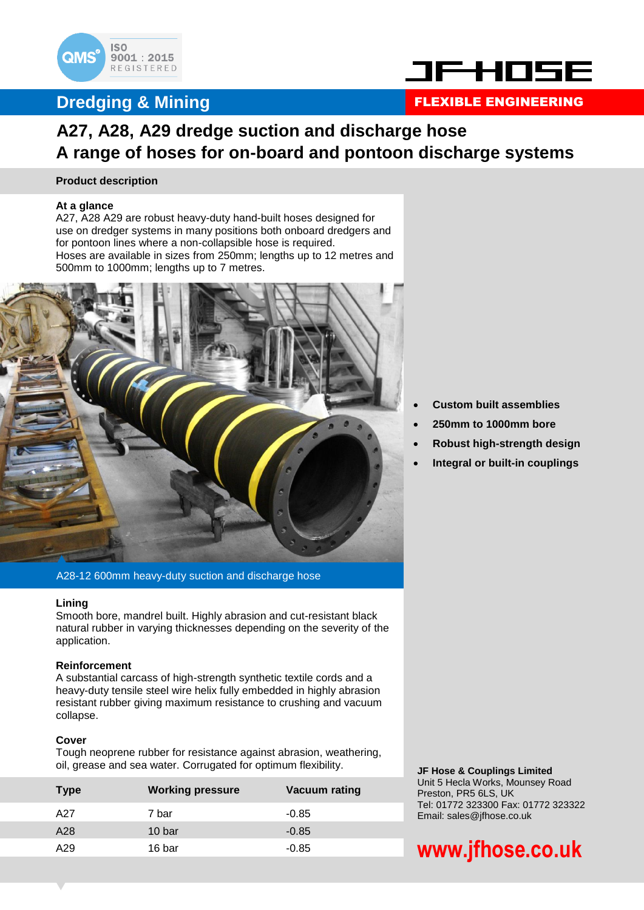ISO 9001 : 2015 REGISTERED

JF HOSE

## Dredging & Mining

**FLEXIBLE ENGINEERING**

# A27, A28, A29 dredge suction and discharge hose
# A range of hoses for on-board and pontoon discharge systems

**Product description**

**At a glance**
A27, A28 A29 are robust heavy-duty hand-built hoses designed for use on dredger systems in many positions both onboard dredgers and for pontoon lines where a non-collapsible hose is required.
Hoses are available in sizes from 250mm; lengths up to 12 metres and 500mm to 1000mm; lengths up to 7 metres.

A28-12 600mm heavy-duty suction and discharge hose

- **Custom built assemblies**
- **250mm to 1000mm bore**
- **Robust high-strength design**
- **Integral or built-in couplings**

**Lining**
Smooth bore, mandrel built. Highly abrasion and cut-resistant black natural rubber in varying thicknesses depending on the severity of the application.

**Reinforcement**
A substantial carcass of high-strength synthetic textile cords and a heavy-duty tensile steel wire helix fully embedded in highly abrasion resistant rubber giving maximum resistance to crushing and vacuum collapse.

**Cover**
Tough neoprene rubber for resistance against abrasion, weathering, oil, grease and sea water. Corrugated for optimum flexibility.

| Type | Working pressure | Vacuum rating |
|---|---|---|
| A27 | 7 bar | -0.85 |
| A28 | 10 bar | -0.85 |
| A29 | 16 bar | -0.85 |

**JF Hose & Couplings Limited**
Unit 5 Hecla Works, Mounsey Road
Preston, PR5 6LS, UK
Tel: 01772 323300 Fax: 01772 323322
Email: sales@jfhose.co.uk

**www.jfhose.co.uk**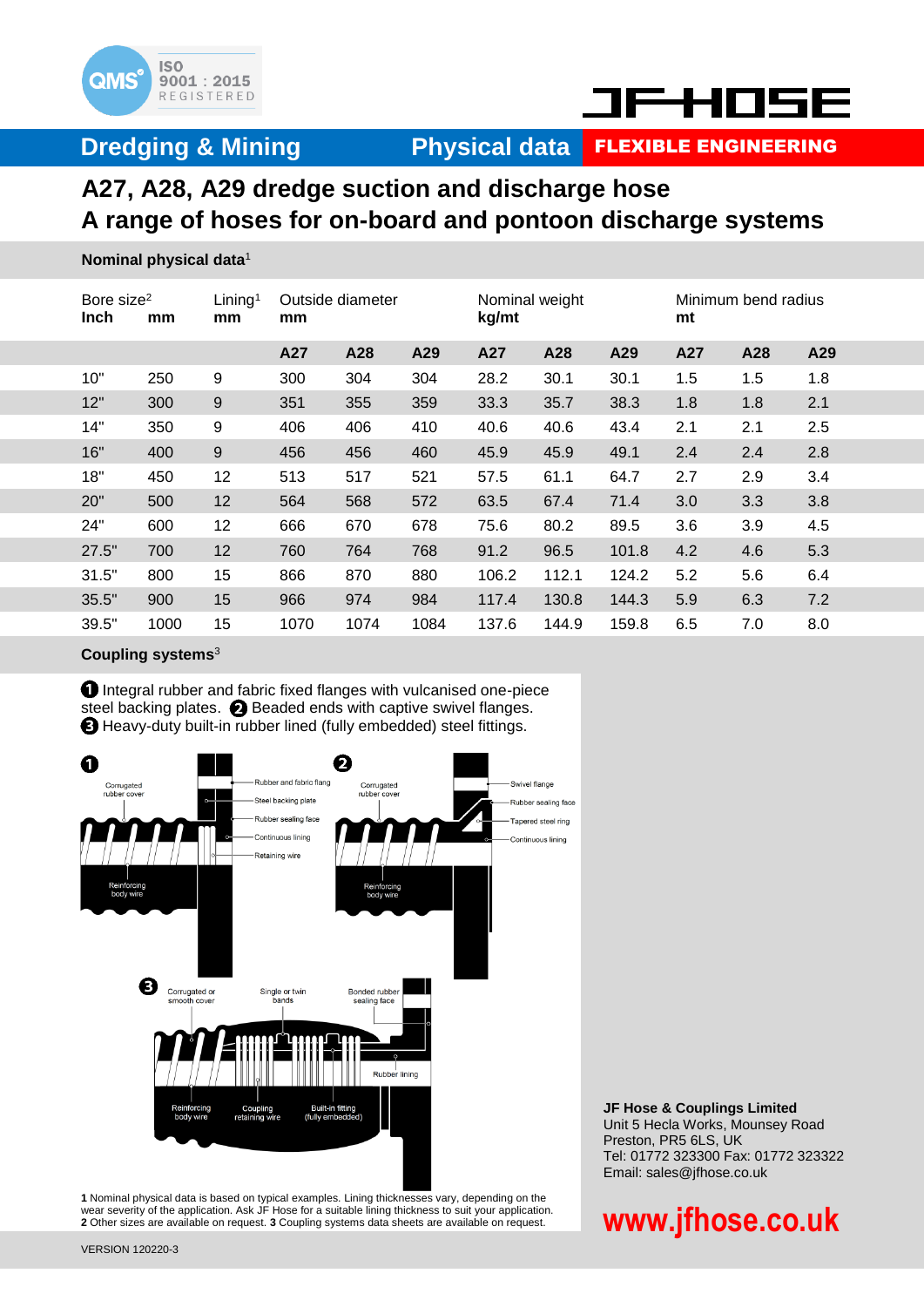Dredging & Mining | Physical data | FLEXIBLE ENGINEERING

# A27, A28, A29 dredge suction and discharge hose
# A range of hoses for on-board and pontoon discharge systems

**Nominal physical data**[1]

| Bore size[2] Inch | mm | Lining[1] mm | Outside diameter mm | | | Nominal weight kg/mt | | | Minimum bend radius mt | | |
|---|---|---|---|---|---|---|---|---|---|---|---|
| | | | A27 | A28 | A29 | A27 | A28 | A29 | A27 | A28 | A29 |
| 10" | 250 | 9 | 300 | 304 | 304 | 28.2 | 30.1 | 30.1 | 1.5 | 1.5 | 1.8 |
| 12" | 300 | 9 | 351 | 355 | 359 | 33.3 | 35.7 | 38.3 | 1.8 | 1.8 | 2.1 |
| 14" | 350 | 9 | 406 | 406 | 410 | 40.6 | 40.6 | 43.4 | 2.1 | 2.1 | 2.5 |
| 16" | 400 | 9 | 456 | 456 | 460 | 45.9 | 45.9 | 49.1 | 2.4 | 2.4 | 2.8 |
| 18" | 450 | 12 | 513 | 517 | 521 | 57.5 | 61.1 | 64.7 | 2.7 | 2.9 | 3.4 |
| 20" | 500 | 12 | 564 | 568 | 572 | 63.5 | 67.4 | 71.4 | 3.0 | 3.3 | 3.8 |
| 24" | 600 | 12 | 666 | 670 | 678 | 75.6 | 80.2 | 89.5 | 3.6 | 3.9 | 4.5 |
| 27.5" | 700 | 12 | 760 | 764 | 768 | 91.2 | 96.5 | 101.8 | 4.2 | 4.6 | 5.3 |
| 31.5" | 800 | 15 | 866 | 870 | 880 | 106.2 | 112.1 | 124.2 | 5.2 | 5.6 | 6.4 |
| 35.5" | 900 | 15 | 966 | 974 | 984 | 117.4 | 130.8 | 144.3 | 5.9 | 6.3 | 7.2 |
| 39.5" | 1000 | 15 | 1070 | 1074 | 1084 | 137.6 | 144.9 | 159.8 | 6.5 | 7.0 | 8.0 |

**Coupling systems**[3]

❶ Integral rubber and fabric fixed flanges with vulcanised one-piece steel backing plates. ❷ Beaded ends with captive swivel flanges. ❸ Heavy-duty built-in rubber lined (fully embedded) steel fittings.

❶
Corrugated rubber cover
Rubber and fabric flang
Steel backing plate
Rubber sealing face
Continuous lining
Retaining wire
Reinforcing body wire

❷
Corrugated rubber cover
Swivel flange
Rubber sealing face
Tapered steel ring
Continuous lining
Reinforcing body wire

❸
Corrugated or smooth cover
Single or twin bands
Bonded rubber sealing face
Rubber lining
Reinforcing body wire
Coupling retaining wire
Built-in fitting (fully embedded)

**1** Nominal physical data is based on typical examples. Lining thicknesses vary, depending on the wear severity of the application. Ask JF Hose for a suitable lining thickness to suit your application. **2** Other sizes are available on request. **3** Coupling systems data sheets are available on request.

**JF Hose & Couplings Limited**
Unit 5 Hecla Works, Mounsey Road
Preston, PR5 6LS, UK
Tel: 01772 323300 Fax: 01772 323322
Email: sales@jfhose.co.uk

**www.jfhose.co.uk**

VERSION 120220-3